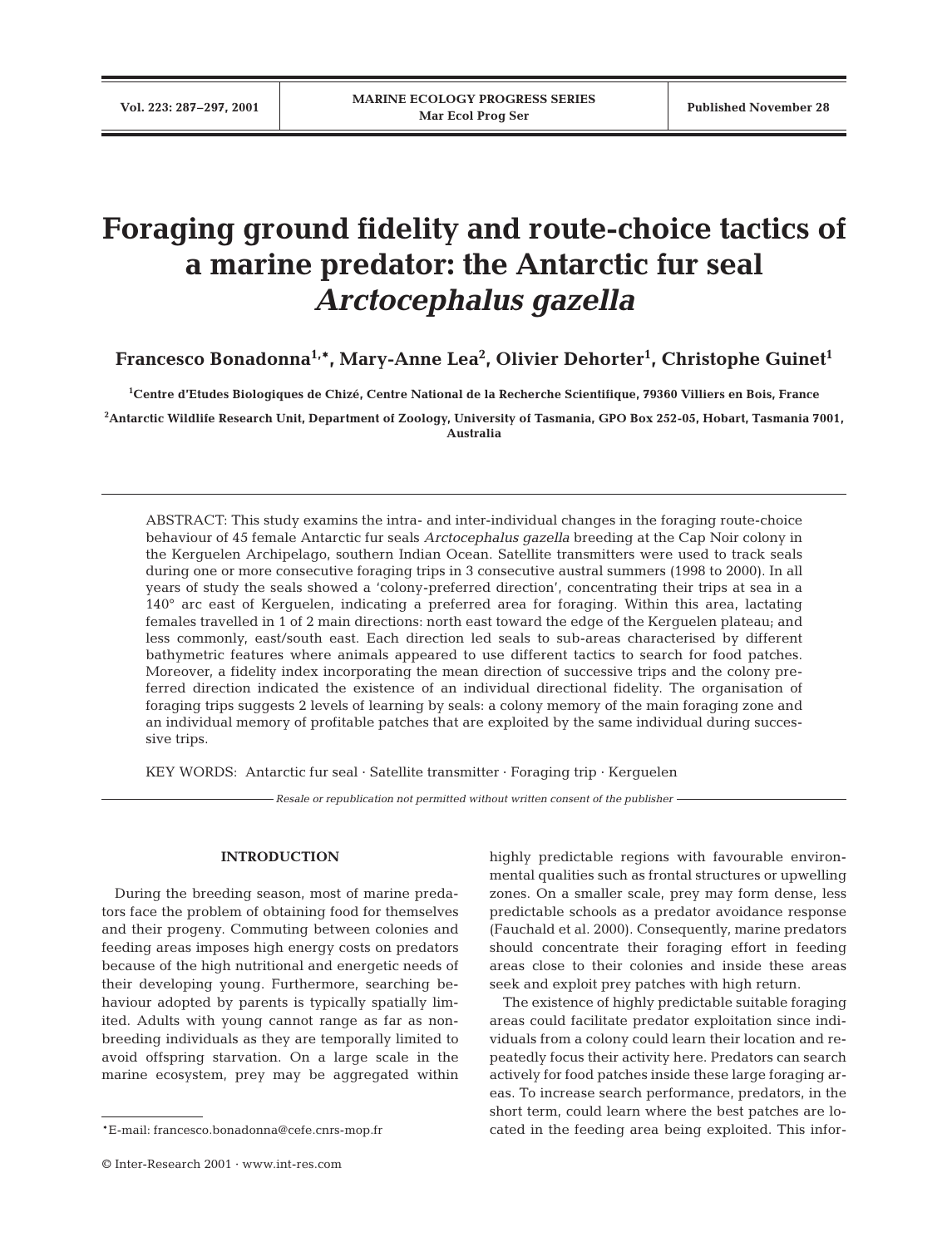# Foraging ground fidelity and route-choice tactics of a marine predator: the Antarctic fur seal *Arctocephalus gazella*

**Francesco Bonadonna[1,*], Mary-Anne Lea[2], Olivier Dehorter[1], Christophe Guinet[1]**

[1]Centre d'Etudes Biologiques de Chizé, Centre National de la Recherche Scientifique, 79360 Villiers en Bois, France

[2]Antarctic Wildlife Research Unit, Department of Zoology, University of Tasmania, GPO Box 252-05, Hobart, Tasmania 7001, Australia

ABSTRACT: This study examins the intra- and inter-individual changes in the foraging route-choice behaviour of 45 female Antarctic fur seals *Arctocephalus gazella* breeding at the Cap Noir colony in the Kerguelen Archipelago, southern Indian Ocean. Satellite transmitters were used to track seals during one or more consecutive foraging trips in 3 consecutive austral summers (1998 to 2000). In all years of study the seals showed a 'colony-preferred direction', concentrating their trips at sea in a 140° arc east of Kerguelen, indicating a preferred area for foraging. Within this area, lactating females travelled in 1 of 2 main directions: north east toward the edge of the Kerguelen plateau; and less commonly, east/south east. Each direction led seals to sub-areas characterised by different bathymetric features where animals appeared to use different tactics to search for food patches. Moreover, a fidelity index incorporating the mean direction of successive trips and the colony preferred direction indicated the existence of an individual directional fidelity. The organisation of foraging trips suggests 2 levels of learning by seals: a colony memory of the main foraging zone and an individual memory of profitable patches that are exploited by the same individual during successive trips.

KEY WORDS: Antarctic fur seal · Satellite transmitter · Foraging trip · Kerguelen

*Resale or republication not permitted without written consent of the publisher*

## INTRODUCTION

During the breeding season, most of marine predators face the problem of obtaining food for themselves and their progeny. Commuting between colonies and feeding areas imposes high energy costs on predators because of the high nutritional and energetic needs of their developing young. Furthermore, searching behaviour adopted by parents is typically spatially limited. Adults with young cannot range as far as non-breeding individuals as they are temporally limited to avoid offspring starvation. On a large scale in the marine ecosystem, prey may be aggregated within highly predictable regions with favourable environmental qualities such as frontal structures or upwelling zones. On a smaller scale, prey may form dense, less predictable schools as a predator avoidance response (Fauchald et al. 2000). Consequently, marine predators should concentrate their foraging effort in feeding areas close to their colonies and inside these areas seek and exploit prey patches with high return.

The existence of highly predictable suitable foraging areas could facilitate predator exploitation since individuals from a colony could learn their location and repeatedly focus their activity here. Predators can search actively for food patches inside these large foraging areas. To increase search performance, predators, in the short term, could learn where the best patches are located in the feeding area being exploited. This infor-

*E-mail: francesco.bonadonna@cefe.cnrs-mop.fr

© Inter-Research 2001 · www.int-res.com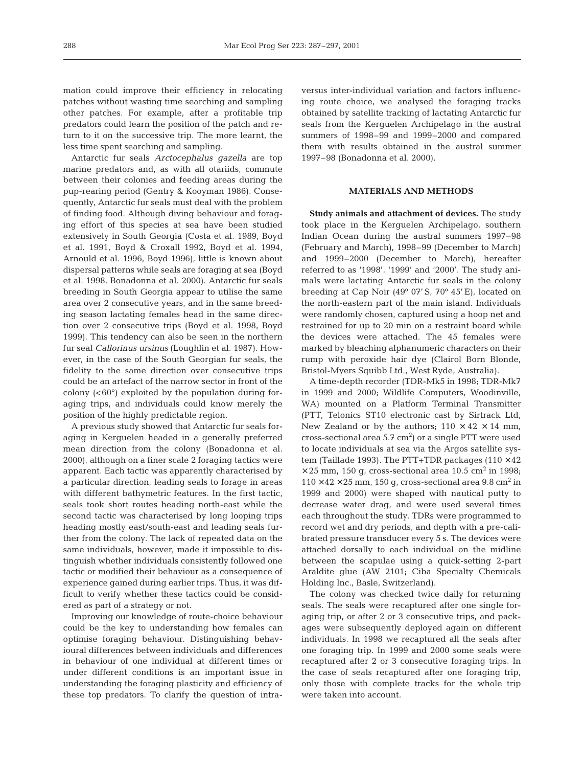mation could improve their efficiency in relocating patches without wasting time searching and sampling other patches. For example, after a profitable trip predators could learn the position of the patch and return to it on the successive trip. The more learnt, the less time spent searching and sampling.

Antarctic fur seals *Arctocephalus gazella* are top marine predators and, as with all otariids, commute between their colonies and feeding areas during the pup-rearing period (Gentry & Kooyman 1986). Consequently, Antarctic fur seals must deal with the problem of finding food. Although diving behaviour and foraging effort of this species at sea have been studied extensively in South Georgia (Costa et al. 1989, Boyd et al. 1991, Boyd & Croxall 1992, Boyd et al. 1994, Arnould et al. 1996, Boyd 1996), little is known about dispersal patterns while seals are foraging at sea (Boyd et al. 1998, Bonadonna et al. 2000). Antarctic fur seals breeding in South Georgia appear to utilise the same area over 2 consecutive years, and in the same breeding season lactating females head in the same direction over 2 consecutive trips (Boyd et al. 1998, Boyd 1999). This tendency can also be seen in the northern fur seal *Callorinus ursinus* (Loughlin et al. 1987). However, in the case of the South Georgian fur seals, the fidelity to the same direction over consecutive trips could be an artefact of the narrow sector in front of the colony (<60°) exploited by the population during foraging trips, and individuals could know merely the position of the highly predictable region.

A previous study showed that Antarctic fur seals foraging in Kerguelen headed in a generally preferred mean direction from the colony (Bonadonna et al. 2000), although on a finer scale 2 foraging tactics were apparent. Each tactic was apparently characterised by a particular direction, leading seals to forage in areas with different bathymetric features. In the first tactic, seals took short routes heading north-east while the second tactic was characterised by long looping trips heading mostly east/south-east and leading seals further from the colony. The lack of repeated data on the same individuals, however, made it impossible to distinguish whether individuals consistently followed one tactic or modified their behaviour as a consequence of experience gained during earlier trips. Thus, it was difficult to verify whether these tactics could be considered as part of a strategy or not.

Improving our knowledge of route-choice behaviour could be the key to understanding how females can optimise foraging behaviour. Distinguishing behavioural differences between individuals and differences in behaviour of one individual at different times or under different conditions is an important issue in understanding the foraging plasticity and efficiency of these top predators. To clarify the question of intra- versus inter-individual variation and factors influencing route choice, we analysed the foraging tracks obtained by satellite tracking of lactating Antarctic fur seals from the Kerguelen Archipelago in the austral summers of 1998–99 and 1999–2000 and compared them with results obtained in the austral summer 1997–98 (Bonadonna et al. 2000).

## MATERIALS AND METHODS

**Study animals and attachment of devices.** The study took place in the Kerguelen Archipelago, southern Indian Ocean during the austral summers 1997–98 (February and March), 1998–99 (December to March) and 1999–2000 (December to March), hereafter referred to as '1998', '1999' and '2000'. The study animals were lactating Antarctic fur seals in the colony breeding at Cap Noir (49° 07′ S, 70° 45′ E), located on the north-eastern part of the main island. Individuals were randomly chosen, captured using a hoop net and restrained for up to 20 min on a restraint board while the devices were attached. The 45 females were marked by bleaching alphanumeric characters on their rump with peroxide hair dye (Clairol Born Blonde, Bristol-Myers Squibb Ltd., West Ryde, Australia).

A time-depth recorder (TDR-Mk5 in 1998; TDR-Mk7 in 1999 and 2000; Wildlife Computers, Woodinville, WA) mounted on a Platform Terminal Transmitter (PTT, Telonics ST10 electronic cast by Sirtrack Ltd, New Zealand or by the authors; 110 × 42 × 14 mm, cross-sectional area 5.7 cm$^2$) or a single PTT were used to locate individuals at sea via the Argos satellite system (Taillade 1993). The PTT+TDR packages (110 × 42 × 25 mm, 150 g, cross-sectional area 10.5 cm$^2$ in 1998; 110 × 42 × 25 mm, 150 g, cross-sectional area 9.8 cm$^2$ in 1999 and 2000) were shaped with nautical putty to decrease water drag, and were used several times each throughout the study. TDRs were programmed to record wet and dry periods, and depth with a pre-calibrated pressure transducer every 5 s. The devices were attached dorsally to each individual on the midline between the scapulae using a quick-setting 2-part Araldite glue (AW 2101; Ciba Specialty Chemicals Holding Inc., Basle, Switzerland).

The colony was checked twice daily for returning seals. The seals were recaptured after one single foraging trip, or after 2 or 3 consecutive trips, and packages were subsequently deployed again on different individuals. In 1998 we recaptured all the seals after one foraging trip. In 1999 and 2000 some seals were recaptured after 2 or 3 consecutive foraging trips. In the case of seals recaptured after one foraging trip, only those with complete tracks for the whole trip were taken into account.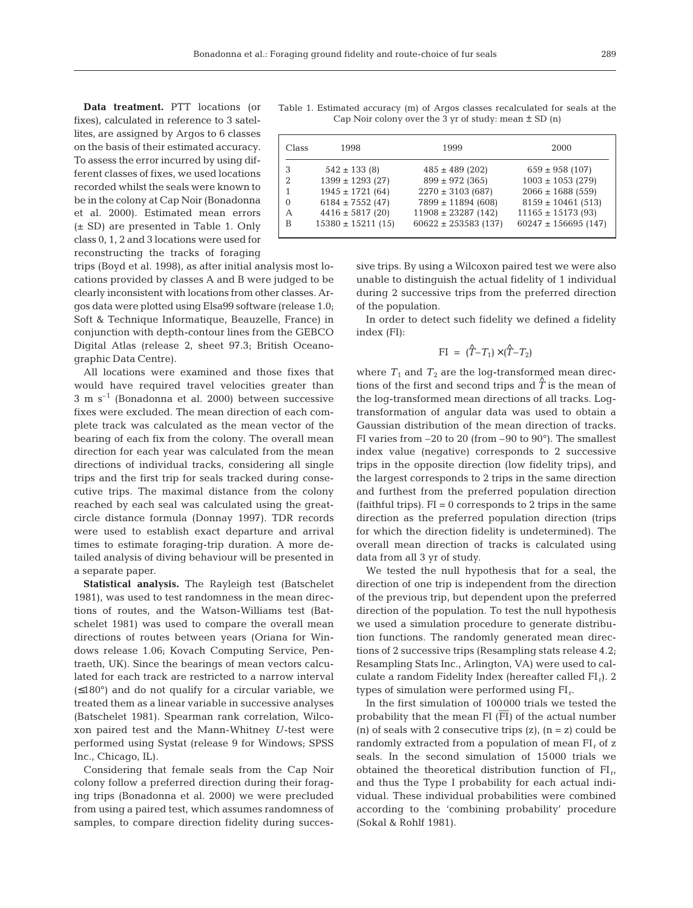**Data treatment.** PTT locations (or fixes), calculated in reference to 3 satellites, are assigned by Argos to 6 classes on the basis of their estimated accuracy. To assess the error incurred by using different classes of fixes, we used locations recorded whilst the seals were known to be in the colony at Cap Noir (Bonadonna et al. 2000). Estimated mean errors (± SD) are presented in Table 1. Only class 0, 1, 2 and 3 locations were used for reconstructing the tracks of foraging trips (Boyd et al. 1998), as after initial analysis most locations provided by classes A and B were judged to be clearly inconsistent with locations from other classes. Argos data were plotted using Elsa99 software (release 1.0; Soft & Technique Informatique, Beauzelle, France) in conjunction with depth-contour lines from the GEBCO Digital Atlas (release 2, sheet 97.3; British Oceanographic Data Centre).

Table 1. Estimated accuracy (m) of Argos classes recalculated for seals at the Cap Noir colony over the 3 yr of study: mean ± SD (n)

| Class | 1998 | 1999 | 2000 |
|---|---|---|---|
| 3 | 542 ± 133 (8) | 485 ± 489 (202) | 659 ± 958 (107) |
| 2 | 1399 ± 1293 (27) | 899 ± 972 (365) | 1003 ± 1053 (279) |
| 1 | 1945 ± 1721 (64) | 2270 ± 3103 (687) | 2066 ± 1688 (559) |
| 0 | 6184 ± 7552 (47) | 7899 ± 11894 (608) | 8159 ± 10461 (513) |
| A | 4416 ± 5817 (20) | 11908 ± 23287 (142) | 11165 ± 15173 (93) |
| B | 15380 ± 15211 (15) | 60622 ± 253583 (137) | 60247 ± 156695 (147) |

All locations were examined and those fixes that would have required travel velocities greater than 3 m $s^{-1}$ (Bonadonna et al. 2000) between successive fixes were excluded. The mean direction of each complete track was calculated as the mean vector of the bearing of each fix from the colony. The overall mean direction for each year was calculated from the mean directions of individual tracks, considering all single trips and the first trip for seals tracked during consecutive trips. The maximal distance from the colony reached by each seal was calculated using the great-circle distance formula (Donnay 1997). TDR records were used to establish exact departure and arrival times to estimate foraging-trip duration. A more detailed analysis of diving behaviour will be presented in a separate paper.

**Statistical analysis.** The Rayleigh test (Batschelet 1981), was used to test randomness in the mean directions of routes, and the Watson-Williams test (Batschelet 1981) was used to compare the overall mean directions of routes between years (Oriana for Windows release 1.06; Kovach Computing Service, Pentraeth, UK). Since the bearings of mean vectors calculated for each track are restricted to a narrow interval (≤180°) and do not qualify for a circular variable, we treated them as a linear variable in successive analyses (Batschelet 1981). Spearman rank correlation, Wilcoxon paired test and the Mann-Whitney *U*-test were performed using Systat (release 9 for Windows; SPSS Inc., Chicago, IL).

Considering that female seals from the Cap Noir colony follow a preferred direction during their foraging trips (Bonadonna et al. 2000) we were precluded from using a paired test, which assumes randomness of samples, to compare direction fidelity during successive trips. By using a Wilcoxon paired test we were also unable to distinguish the actual fidelity of 1 individual during 2 successive trips from the preferred direction of the population.

In order to detect such fidelity we defined a fidelity index (FI):

$$\mathrm{FI} = (\hat{T} - T_1) \times (\hat{T} - T_2)$$

where $T_1$ and $T_2$ are the log-transformed mean directions of the first and second trips and $\hat{T}$ is the mean of the log-transformed mean directions of all tracks. Log-transformation of angular data was used to obtain a Gaussian distribution of the mean direction of tracks. FI varies from –20 to 20 (from –90 to 90°). The smallest index value (negative) corresponds to 2 successive trips in the opposite direction (low fidelity trips), and the largest corresponds to 2 trips in the same direction and furthest from the preferred population direction (faithful trips). FI = 0 corresponds to 2 trips in the same direction as the preferred population direction (trips for which the direction fidelity is undetermined). The overall mean direction of tracks is calculated using data from all 3 yr of study.

We tested the null hypothesis that for a seal, the direction of one trip is independent from the direction of the previous trip, but dependent upon the preferred direction of the population. To test the null hypothesis we used a simulation procedure to generate distribution functions. The randomly generated mean directions of 2 successive trips (Resampling stats release 4.2; Resampling Stats Inc., Arlington, VA) were used to calculate a random Fidelity Index (hereafter called $\mathrm{FI}_r$). 2 types of simulation were performed using $\mathrm{FI}_r$.

In the first simulation of 100000 trials we tested the probability that the mean FI ($\overline{\mathrm{FI}}$) of the actual number (n) of seals with 2 consecutive trips (z), (n = z) could be randomly extracted from a population of mean $\mathrm{FI}_r$ of z seals. In the second simulation of 15000 trials we obtained the theoretical distribution function of $\mathrm{FI}_r$, and thus the Type I probability for each actual individual. These individual probabilities were combined according to the 'combining probability' procedure (Sokal & Rohlf 1981).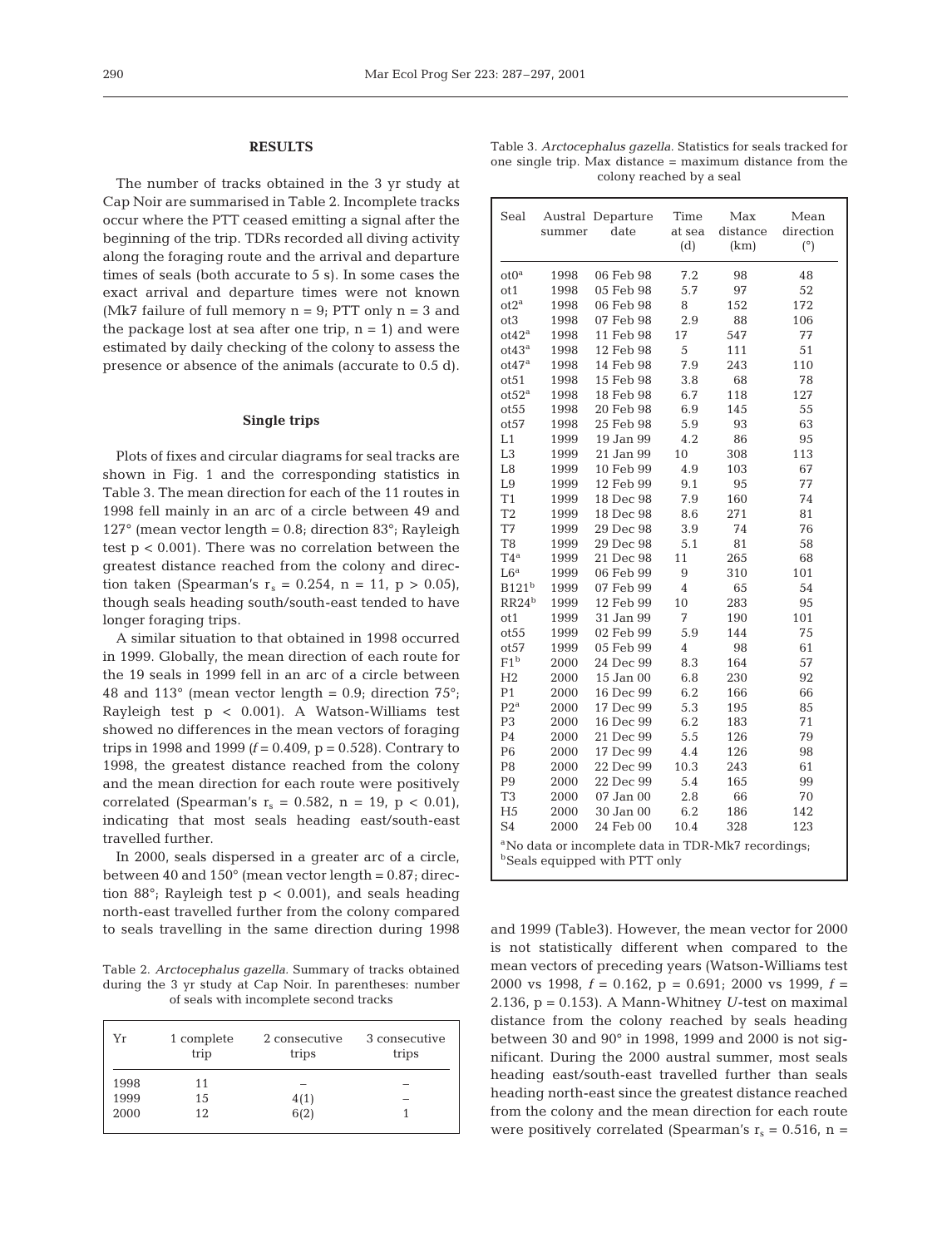## RESULTS

The number of tracks obtained in the 3 yr study at Cap Noir are summarised in Table 2. Incomplete tracks occur where the PTT ceased emitting a signal after the beginning of the trip. TDRs recorded all diving activity along the foraging route and the arrival and departure times of seals (both accurate to 5 s). In some cases the exact arrival and departure times were not known (Mk7 failure of full memory n = 9; PTT only n = 3 and the package lost at sea after one trip, n = 1) and were estimated by daily checking of the colony to assess the presence or absence of the animals (accurate to 0.5 d).

### Single trips

Plots of fixes and circular diagrams for seal tracks are shown in Fig. 1 and the corresponding statistics in Table 3. The mean direction for each of the 11 routes in 1998 fell mainly in an arc of a circle between 49 and 127° (mean vector length = 0.8; direction 83°; Rayleigh test $p < 0.001$). There was no correlation between the greatest distance reached from the colony and direction taken (Spearman's $r_s = 0.254$, $n = 11$, $p > 0.05$), though seals heading south/south-east tended to have longer foraging trips.

A similar situation to that obtained in 1998 occurred in 1999. Globally, the mean direction of each route for the 19 seals in 1999 fell in an arc of a circle between 48 and 113° (mean vector length = 0.9; direction 75°; Rayleigh test $p < 0.001$). A Watson-Williams test showed no differences in the mean vectors of foraging trips in 1998 and 1999 ($f = 0.409$, $p = 0.528$). Contrary to 1998, the greatest distance reached from the colony and the mean direction for each route were positively correlated (Spearman's $r_s = 0.582$, $n = 19$, $p < 0.01$), indicating that most seals heading east/south-east travelled further.

In 2000, seals dispersed in a greater arc of a circle, between 40 and 150° (mean vector length = 0.87; direction 88°; Rayleigh test $p < 0.001$), and seals heading north-east travelled further from the colony compared to seals travelling in the same direction during 1998 and 1999 (Table3). However, the mean vector for 2000 is not statistically different when compared to the mean vectors of preceding years (Watson-Williams test 2000 vs 1998, $f = 0.162$, $p = 0.691$; 2000 vs 1999, $f = 2.136$, $p = 0.153$). A Mann-Whitney *U*-test on maximal distance from the colony reached by seals heading between 30 and 90° in 1998, 1999 and 2000 is not significant. During the 2000 austral summer, most seals heading east/south-east travelled further than seals heading north-east since the greatest distance reached from the colony and the mean direction for each route were positively correlated (Spearman's $r_s = 0.516$, n =

Table 2. *Arctocephalus gazella*. Summary of tracks obtained during the 3 yr study at Cap Noir. In parentheses: number of seals with incomplete second tracks

| Yr | 1 complete trip | 2 consecutive trips | 3 consecutive trips |
|---|---|---|---|
| 1998 | 11 | – | – |
| 1999 | 15 | 4(1) | – |
| 2000 | 12 | 6(2) | 1 |

Table 3. *Arctocephalus gazella*. Statistics for seals tracked for one single trip. Max distance = maximum distance from the colony reached by a seal

| Seal | Austral summer | Departure date | Time at sea (d) | Max distance (km) | Mean direction (°) |
|---|---|---|---|---|---|
| ot0[a] | 1998 | 06 Feb 98 | 7.2 | 98 | 48 |
| ot1 | 1998 | 05 Feb 98 | 5.7 | 97 | 52 |
| ot2[a] | 1998 | 06 Feb 98 | 8 | 152 | 172 |
| ot3 | 1998 | 07 Feb 98 | 2.9 | 88 | 106 |
| ot42[a] | 1998 | 11 Feb 98 | 17 | 547 | 77 |
| ot43[a] | 1998 | 12 Feb 98 | 5 | 111 | 51 |
| ot47[a] | 1998 | 14 Feb 98 | 7.9 | 243 | 110 |
| ot51 | 1998 | 15 Feb 98 | 3.8 | 68 | 78 |
| ot52[a] | 1998 | 18 Feb 98 | 6.7 | 118 | 127 |
| ot55 | 1998 | 20 Feb 98 | 6.9 | 145 | 55 |
| ot57 | 1998 | 25 Feb 98 | 5.9 | 93 | 63 |
| L1 | 1999 | 19 Jan 99 | 4.2 | 86 | 95 |
| L3 | 1999 | 21 Jan 99 | 10 | 308 | 113 |
| L8 | 1999 | 10 Feb 99 | 4.9 | 103 | 67 |
| L9 | 1999 | 12 Feb 99 | 9.1 | 95 | 77 |
| T1 | 1999 | 18 Dec 98 | 7.9 | 160 | 74 |
| T2 | 1999 | 18 Dec 98 | 8.6 | 271 | 81 |
| T7 | 1999 | 29 Dec 98 | 3.9 | 74 | 76 |
| T8 | 1999 | 29 Dec 98 | 5.1 | 81 | 58 |
| T4[a] | 1999 | 21 Dec 98 | 11 | 265 | 68 |
| L6[a] | 1999 | 06 Feb 99 | 9 | 310 | 101 |
| B121[b] | 1999 | 07 Feb 99 | 4 | 65 | 54 |
| RR24[b] | 1999 | 12 Feb 99 | 10 | 283 | 95 |
| ot1 | 1999 | 31 Jan 99 | 7 | 190 | 101 |
| ot55 | 1999 | 02 Feb 99 | 5.9 | 144 | 75 |
| ot57 | 1999 | 05 Feb 99 | 4 | 98 | 61 |
| F1[b] | 2000 | 24 Dec 99 | 8.3 | 164 | 57 |
| H2 | 2000 | 15 Jan 00 | 6.8 | 230 | 92 |
| P1 | 2000 | 16 Dec 99 | 6.2 | 166 | 66 |
| P2[a] | 2000 | 17 Dec 99 | 5.3 | 195 | 85 |
| P3 | 2000 | 16 Dec 99 | 6.2 | 183 | 71 |
| P4 | 2000 | 21 Dec 99 | 5.5 | 126 | 79 |
| P6 | 2000 | 17 Dec 99 | 4.4 | 126 | 98 |
| P8 | 2000 | 22 Dec 99 | 10.3 | 243 | 61 |
| P9 | 2000 | 22 Dec 99 | 5.4 | 165 | 99 |
| T3 | 2000 | 07 Jan 00 | 2.8 | 66 | 70 |
| H5 | 2000 | 30 Jan 00 | 6.2 | 186 | 142 |
| S4 | 2000 | 24 Feb 00 | 10.4 | 328 | 123 |

[a]No data or incomplete data in TDR-Mk7 recordings;
[b]Seals equipped with PTT only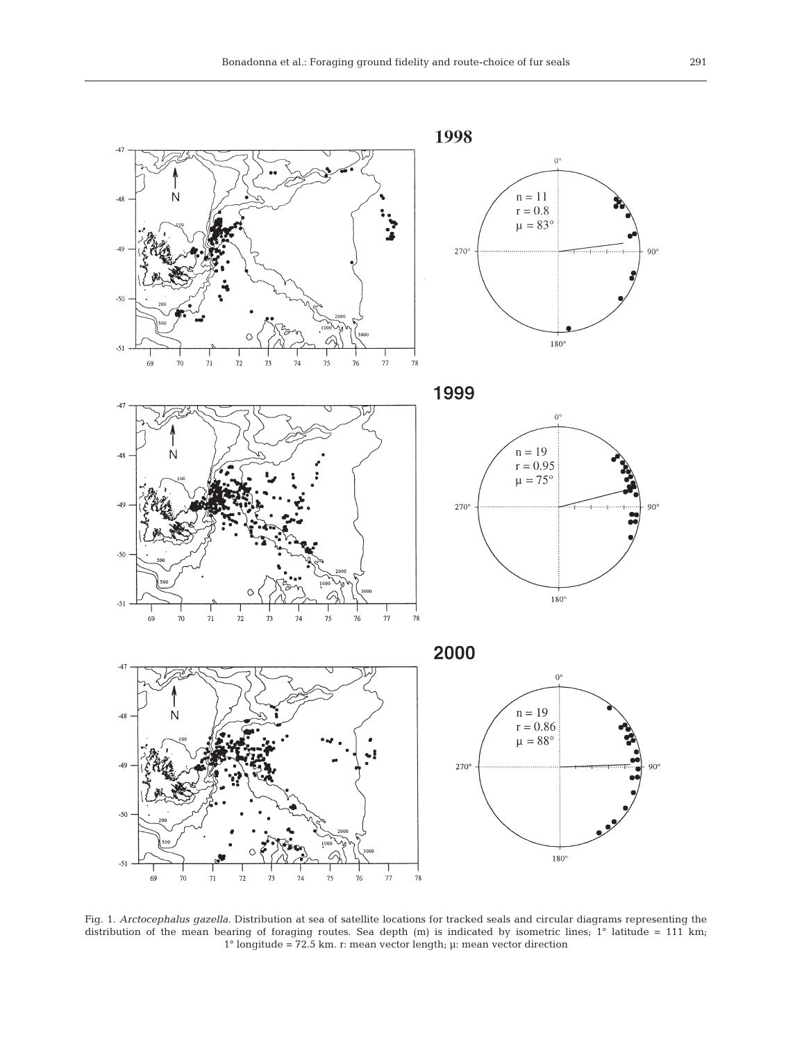Fig. 1. *Arctocephalus gazella*. Distribution at sea of satellite locations for tracked seals and circular diagrams representing the distribution of the mean bearing of foraging routes. Sea depth (m) is indicated by isometric lines; 1° latitude = 111 km; 1° longitude = 72.5 km. r: mean vector length; μ: mean vector direction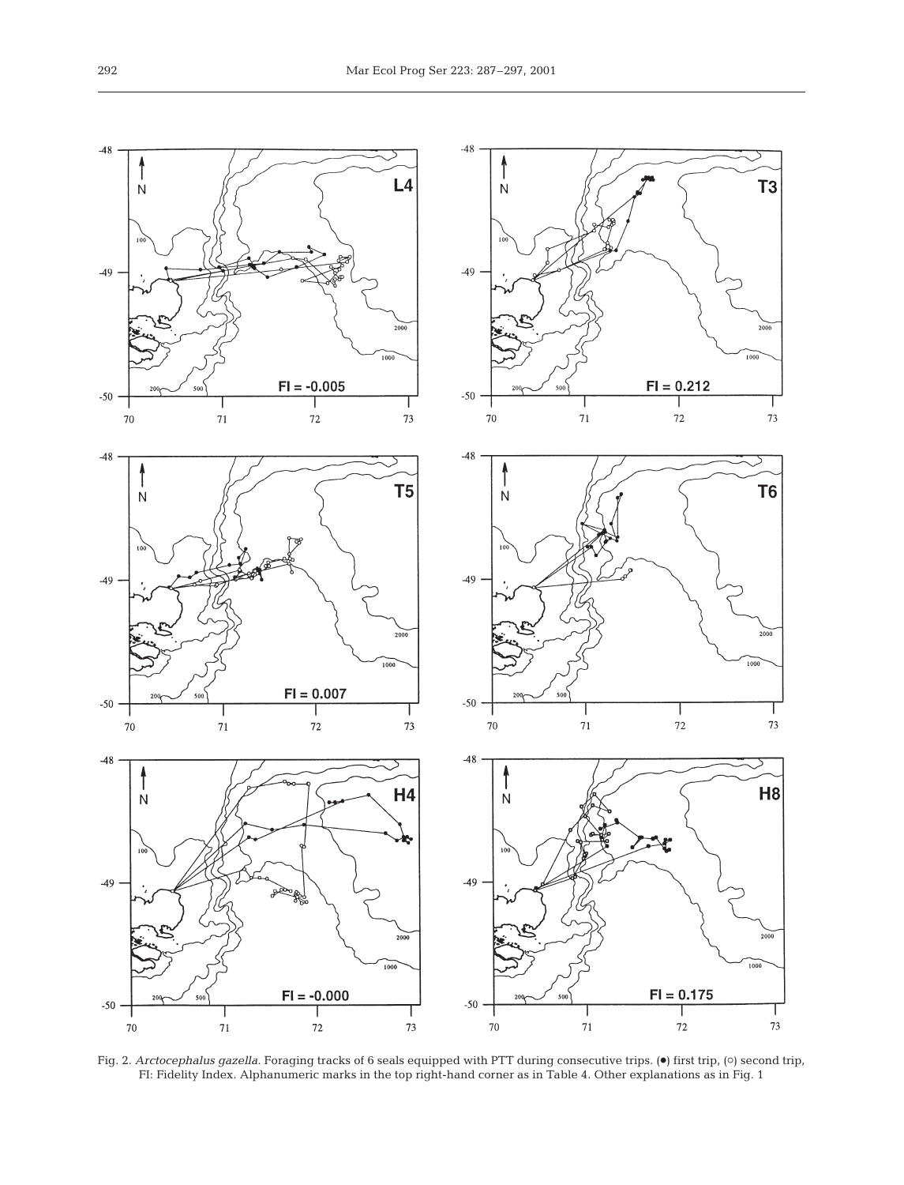Fig. 2. *Arctocephalus gazella.* Foraging tracks of 6 seals equipped with PTT during consecutive trips. (●) first trip, (○) second trip, FI: Fidelity Index. Alphanumeric marks in the top right-hand corner as in Table 4. Other explanations as in Fig. 1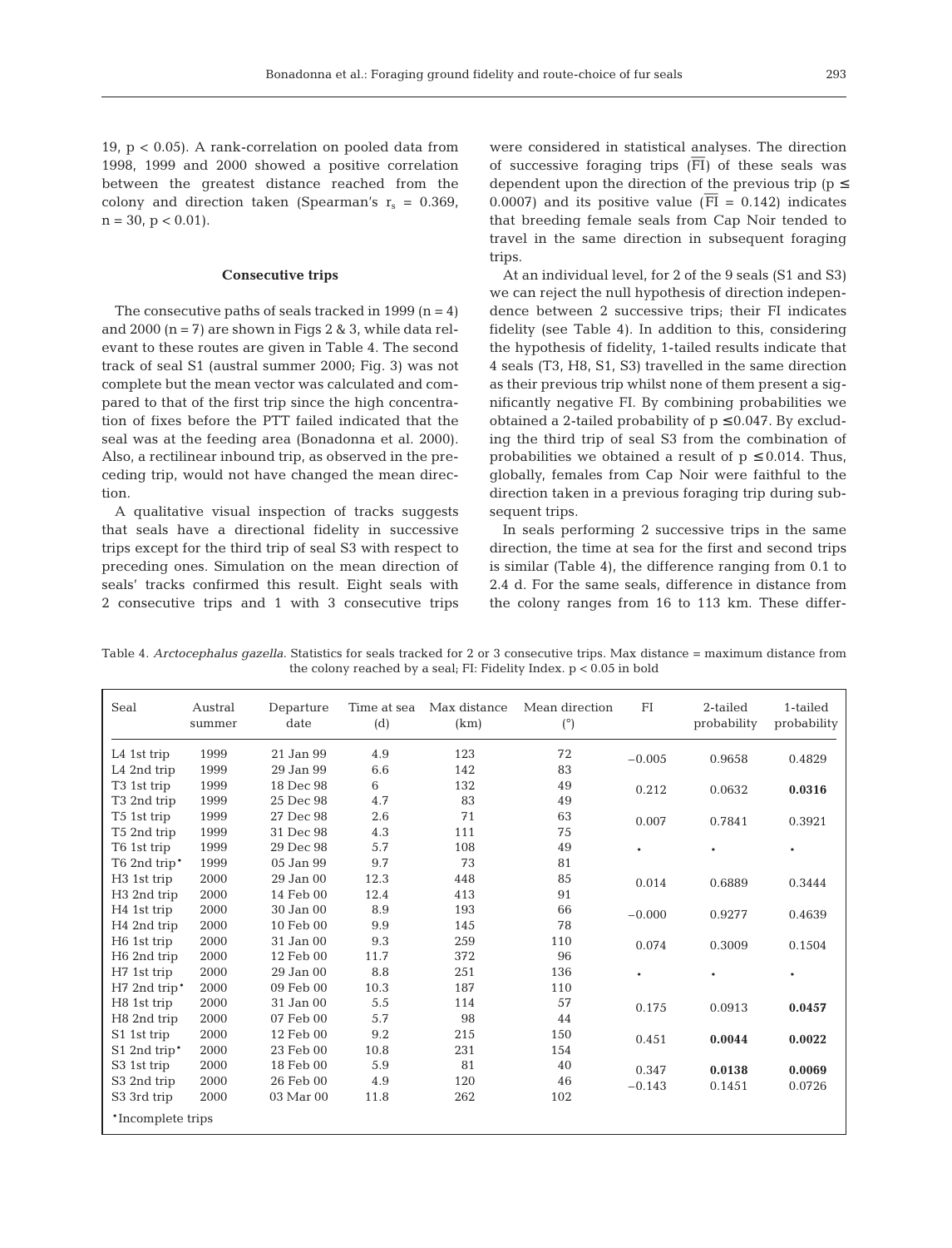19, $p < 0.05$). A rank-correlation on pooled data from 1998, 1999 and 2000 showed a positive correlation between the greatest distance reached from the colony and direction taken (Spearman's $r_s = 0.369$, $n = 30$, $p < 0.01$).

### Consecutive trips

The consecutive paths of seals tracked in 1999 ($n = 4$) and 2000 ($n = 7$) are shown in Figs 2 & 3, while data relevant to these routes are given in Table 4. The second track of seal S1 (austral summer 2000; Fig. 3) was not complete but the mean vector was calculated and compared to that of the first trip since the high concentration of fixes before the PTT failed indicated that the seal was at the feeding area (Bonadonna et al. 2000). Also, a rectilinear inbound trip, as observed in the preceding trip, would not have changed the mean direction.

A qualitative visual inspection of tracks suggests that seals have a directional fidelity in successive trips except for the third trip of seal S3 with respect to preceding ones. Simulation on the mean direction of seals' tracks confirmed this result. Eight seals with 2 consecutive trips and 1 with 3 consecutive trips were considered in statistical analyses. The direction of successive foraging trips ($\overline{\text{FI}}$) of these seals was dependent upon the direction of the previous trip ($p \leq 0.0007$) and its positive value ($\overline{\text{FI}} = 0.142$) indicates that breeding female seals from Cap Noir tended to travel in the same direction in subsequent foraging trips.

At an individual level, for 2 of the 9 seals (S1 and S3) we can reject the null hypothesis of direction independence between 2 successive trips; their FI indicates fidelity (see Table 4). In addition to this, considering the hypothesis of fidelity, 1-tailed results indicate that 4 seals (T3, H8, S1, S3) travelled in the same direction as their previous trip whilst none of them present a significantly negative FI. By combining probabilities we obtained a 2-tailed probability of $p \leq 0.047$. By excluding the third trip of seal S3 from the combination of probabilities we obtained a result of $p \leq 0.014$. Thus, globally, females from Cap Noir were faithful to the direction taken in a previous foraging trip during subsequent trips.

In seals performing 2 successive trips in the same direction, the time at sea for the first and second trips is similar (Table 4), the difference ranging from 0.1 to 2.4 d. For the same seals, difference in distance from the colony ranges from 16 to 113 km. These differ-

Table 4. *Arctocephalus gazella*. Statistics for seals tracked for 2 or 3 consecutive trips. Max distance = maximum distance from the colony reached by a seal; FI: Fidelity Index. $p < 0.05$ in bold

| Seal | Austral summer | Departure date | Time at sea (d) | Max distance (km) | Mean direction (°) | FI | 2-tailed probability | 1-tailed probability |
|---|---|---|---|---|---|---|---|---|
| L4 1st trip | 1999 | 21 Jan 99 | 4.9 | 123 | 72 | −0.005 | 0.9658 | 0.4829 |
| L4 2nd trip | 1999 | 29 Jan 99 | 6.6 | 142 | 83 | | | |
| T3 1st trip | 1999 | 18 Dec 98 | 6 | 132 | 49 | 0.212 | 0.0632 | **0.0316** |
| T3 2nd trip | 1999 | 25 Dec 98 | 4.7 | 83 | 49 | | | |
| T5 1st trip | 1999 | 27 Dec 98 | 2.6 | 71 | 63 | 0.007 | 0.7841 | 0.3921 |
| T5 2nd trip | 1999 | 31 Dec 98 | 4.3 | 111 | 75 | | | |
| T6 1st trip | 1999 | 29 Dec 98 | 5.7 | 108 | 49 | * | * | * |
| T6 2nd trip* | 1999 | 05 Jan 99 | 9.7 | 73 | 81 | | | |
| H3 1st trip | 2000 | 29 Jan 00 | 12.3 | 448 | 85 | 0.014 | 0.6889 | 0.3444 |
| H3 2nd trip | 2000 | 14 Feb 00 | 12.4 | 413 | 91 | | | |
| H4 1st trip | 2000 | 30 Jan 00 | 8.9 | 193 | 66 | −0.000 | 0.9277 | 0.4639 |
| H4 2nd trip | 2000 | 10 Feb 00 | 9.9 | 145 | 78 | | | |
| H6 1st trip | 2000 | 31 Jan 00 | 9.3 | 259 | 110 | 0.074 | 0.3009 | 0.1504 |
| H6 2nd trip | 2000 | 12 Feb 00 | 11.7 | 372 | 96 | | | |
| H7 1st trip | 2000 | 29 Jan 00 | 8.8 | 251 | 136 | * | * | * |
| H7 2nd trip* | 2000 | 09 Feb 00 | 10.3 | 187 | 110 | | | |
| H8 1st trip | 2000 | 31 Jan 00 | 5.5 | 114 | 57 | 0.175 | 0.0913 | **0.0457** |
| H8 2nd trip | 2000 | 07 Feb 00 | 5.7 | 98 | 44 | | | |
| S1 1st trip | 2000 | 12 Feb 00 | 9.2 | 215 | 150 | 0.451 | **0.0044** | **0.0022** |
| S1 2nd trip* | 2000 | 23 Feb 00 | 10.8 | 231 | 154 | | | |
| S3 1st trip | 2000 | 18 Feb 00 | 5.9 | 81 | 40 | 0.347 | **0.0138** | **0.0069** |
| S3 2nd trip | 2000 | 26 Feb 00 | 4.9 | 120 | 46 | −0.143 | 0.1451 | 0.0726 |
| S3 3rd trip | 2000 | 03 Mar 00 | 11.8 | 262 | 102 | | | |

*Incomplete trips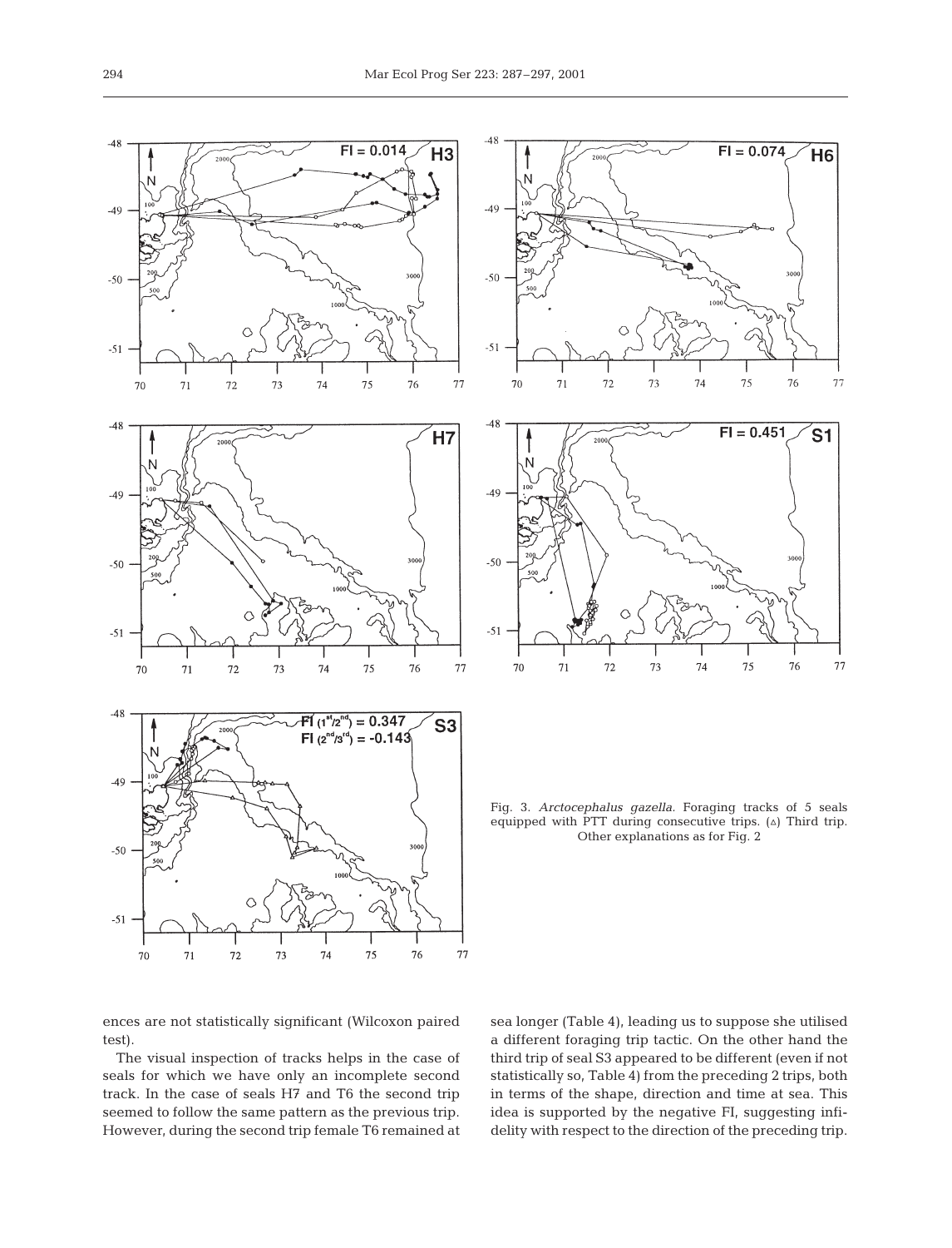Fig. 3. *Arctocephalus gazella.* Foraging tracks of 5 seals equipped with PTT during consecutive trips. (△) Third trip. Other explanations as for Fig. 2

ences are not statistically significant (Wilcoxon paired test).

The visual inspection of tracks helps in the case of seals for which we have only an incomplete second track. In the case of seals H7 and T6 the second trip seemed to follow the same pattern as the previous trip. However, during the second trip female T6 remained at sea longer (Table 4), leading us to suppose she utilised a different foraging trip tactic. On the other hand the third trip of seal S3 appeared to be different (even if not statistically so, Table 4) from the preceding 2 trips, both in terms of the shape, direction and time at sea. This idea is supported by the negative FI, suggesting infidelity with respect to the direction of the preceding trip.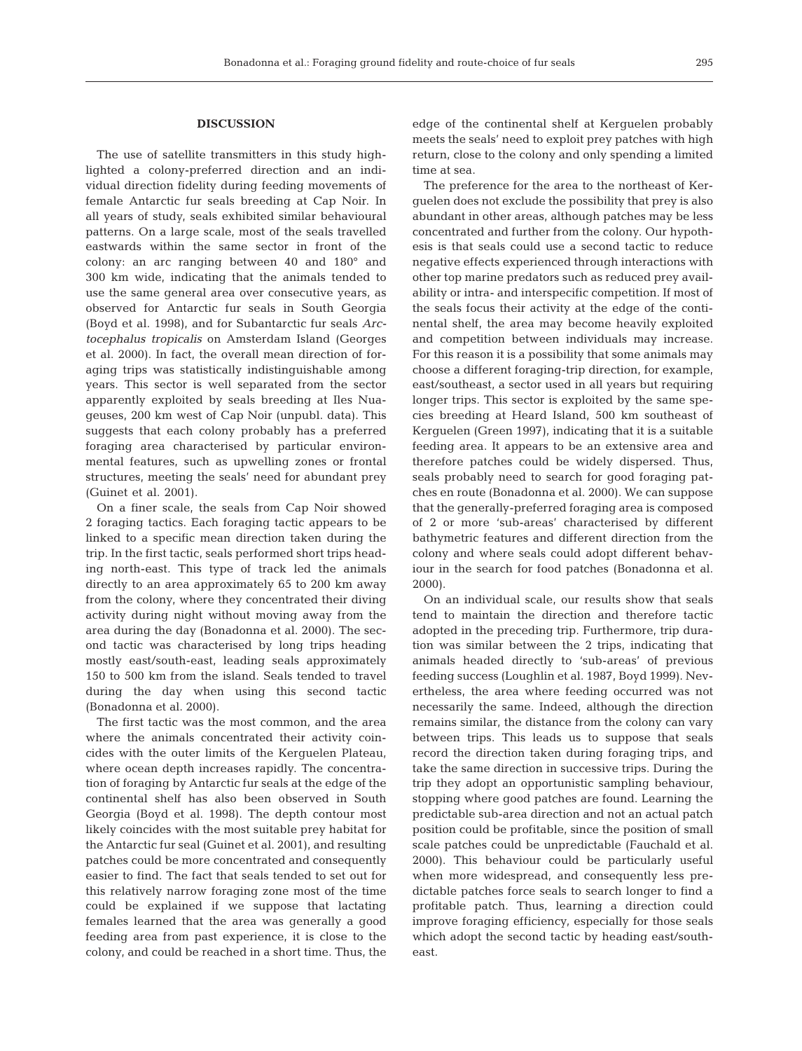## DISCUSSION

The use of satellite transmitters in this study highlighted a colony-preferred direction and an individual direction fidelity during feeding movements of female Antarctic fur seals breeding at Cap Noir. In all years of study, seals exhibited similar behavioural patterns. On a large scale, most of the seals travelled eastwards within the same sector in front of the colony: an arc ranging between 40 and 180° and 300 km wide, indicating that the animals tended to use the same general area over consecutive years, as observed for Antarctic fur seals in South Georgia (Boyd et al. 1998), and for Subantarctic fur seals *Arctocephalus tropicalis* on Amsterdam Island (Georges et al. 2000). In fact, the overall mean direction of foraging trips was statistically indistinguishable among years. This sector is well separated from the sector apparently exploited by seals breeding at Iles Nuageuses, 200 km west of Cap Noir (unpubl. data). This suggests that each colony probably has a preferred foraging area characterised by particular environmental features, such as upwelling zones or frontal structures, meeting the seals' need for abundant prey (Guinet et al. 2001).

On a finer scale, the seals from Cap Noir showed 2 foraging tactics. Each foraging tactic appears to be linked to a specific mean direction taken during the trip. In the first tactic, seals performed short trips heading north-east. This type of track led the animals directly to an area approximately 65 to 200 km away from the colony, where they concentrated their diving activity during night without moving away from the area during the day (Bonadonna et al. 2000). The second tactic was characterised by long trips heading mostly east/south-east, leading seals approximately 150 to 500 km from the island. Seals tended to travel during the day when using this second tactic (Bonadonna et al. 2000).

The first tactic was the most common, and the area where the animals concentrated their activity coincides with the outer limits of the Kerguelen Plateau, where ocean depth increases rapidly. The concentration of foraging by Antarctic fur seals at the edge of the continental shelf has also been observed in South Georgia (Boyd et al. 1998). The depth contour most likely coincides with the most suitable prey habitat for the Antarctic fur seal (Guinet et al. 2001), and resulting patches could be more concentrated and consequently easier to find. The fact that seals tended to set out for this relatively narrow foraging zone most of the time could be explained if we suppose that lactating females learned that the area was generally a good feeding area from past experience, it is close to the colony, and could be reached in a short time. Thus, the edge of the continental shelf at Kerguelen probably meets the seals' need to exploit prey patches with high return, close to the colony and only spending a limited time at sea.

The preference for the area to the northeast of Kerguelen does not exclude the possibility that prey is also abundant in other areas, although patches may be less concentrated and further from the colony. Our hypothesis is that seals could use a second tactic to reduce negative effects experienced through interactions with other top marine predators such as reduced prey availability or intra- and interspecific competition. If most of the seals focus their activity at the edge of the continental shelf, the area may become heavily exploited and competition between individuals may increase. For this reason it is a possibility that some animals may choose a different foraging-trip direction, for example, east/southeast, a sector used in all years but requiring longer trips. This sector is exploited by the same species breeding at Heard Island, 500 km southeast of Kerguelen (Green 1997), indicating that it is a suitable feeding area. It appears to be an extensive area and therefore patches could be widely dispersed. Thus, seals probably need to search for good foraging patches en route (Bonadonna et al. 2000). We can suppose that the generally-preferred foraging area is composed of 2 or more 'sub-areas' characterised by different bathymetric features and different direction from the colony and where seals could adopt different behaviour in the search for food patches (Bonadonna et al. 2000).

On an individual scale, our results show that seals tend to maintain the direction and therefore tactic adopted in the preceding trip. Furthermore, trip duration was similar between the 2 trips, indicating that animals headed directly to 'sub-areas' of previous feeding success (Loughlin et al. 1987, Boyd 1999). Nevertheless, the area where feeding occurred was not necessarily the same. Indeed, although the direction remains similar, the distance from the colony can vary between trips. This leads us to suppose that seals record the direction taken during foraging trips, and take the same direction in successive trips. During the trip they adopt an opportunistic sampling behaviour, stopping where good patches are found. Learning the predictable sub-area direction and not an actual patch position could be profitable, since the position of small scale patches could be unpredictable (Fauchald et al. 2000). This behaviour could be particularly useful when more widespread, and consequently less predictable patches force seals to search longer to find a profitable patch. Thus, learning a direction could improve foraging efficiency, especially for those seals which adopt the second tactic by heading east/southeast.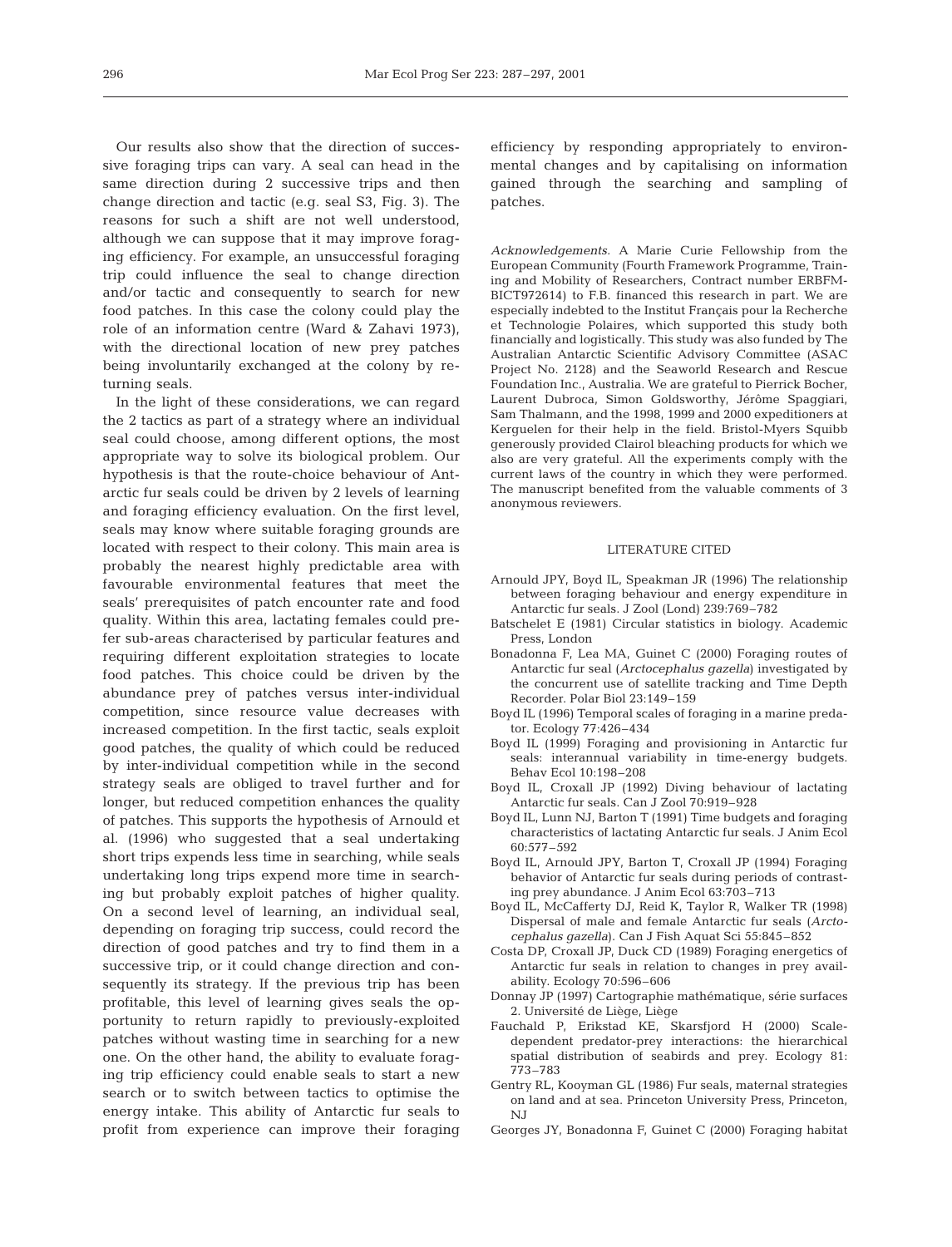Our results also show that the direction of successive foraging trips can vary. A seal can head in the same direction during 2 successive trips and then change direction and tactic (e.g. seal S3, Fig. 3). The reasons for such a shift are not well understood, although we can suppose that it may improve foraging efficiency. For example, an unsuccessful foraging trip could influence the seal to change direction and/or tactic and consequently to search for new food patches. In this case the colony could play the role of an information centre (Ward & Zahavi 1973), with the directional location of new prey patches being involuntarily exchanged at the colony by returning seals.

In the light of these considerations, we can regard the 2 tactics as part of a strategy where an individual seal could choose, among different options, the most appropriate way to solve its biological problem. Our hypothesis is that the route-choice behaviour of Antarctic fur seals could be driven by 2 levels of learning and foraging efficiency evaluation. On the first level, seals may know where suitable foraging grounds are located with respect to their colony. This main area is probably the nearest highly predictable area with favourable environmental features that meet the seals' prerequisites of patch encounter rate and food quality. Within this area, lactating females could prefer sub-areas characterised by particular features and requiring different exploitation strategies to locate food patches. This choice could be driven by the abundance prey of patches versus inter-individual competition, since resource value decreases with increased competition. In the first tactic, seals exploit good patches, the quality of which could be reduced by inter-individual competition while in the second strategy seals are obliged to travel further and for longer, but reduced competition enhances the quality of patches. This supports the hypothesis of Arnould et al. (1996) who suggested that a seal undertaking short trips expends less time in searching, while seals undertaking long trips expend more time in searching but probably exploit patches of higher quality. On a second level of learning, an individual seal, depending on foraging trip success, could record the direction of good patches and try to find them in a successive trip, or it could change direction and consequently its strategy. If the previous trip has been profitable, this level of learning gives seals the opportunity to return rapidly to previously-exploited patches without wasting time in searching for a new one. On the other hand, the ability to evaluate foraging trip efficiency could enable seals to start a new search or to switch between tactics to optimise the energy intake. This ability of Antarctic fur seals to profit from experience can improve their foraging efficiency by responding appropriately to environmental changes and by capitalising on information gained through the searching and sampling of patches.

*Acknowledgements.* A Marie Curie Fellowship from the European Community (Fourth Framework Programme, Training and Mobility of Researchers, Contract number ERBFMBICT972614) to F.B. financed this research in part. We are especially indebted to the Institut Français pour la Recherche et Technologie Polaires, which supported this study both financially and logistically. This study was also funded by The Australian Antarctic Scientific Advisory Committee (ASAC Project No. 2128) and the Seaworld Research and Rescue Foundation Inc., Australia. We are grateful to Pierrick Bocher, Laurent Dubroca, Simon Goldsworthy, Jérôme Spaggiari, Sam Thalmann, and the 1998, 1999 and 2000 expeditioners at Kerguelen for their help in the field. Bristol-Myers Squibb generously provided Clairol bleaching products for which we also are very grateful. All the experiments comply with the current laws of the country in which they were performed. The manuscript benefited from the valuable comments of 3 anonymous reviewers.

## LITERATURE CITED

- Arnould JPY, Boyd IL, Speakman JR (1996) The relationship between foraging behaviour and energy expenditure in Antarctic fur seals. J Zool (Lond) 239:769–782
- Batschelet E (1981) Circular statistics in biology. Academic Press, London
- Bonadonna F, Lea MA, Guinet C (2000) Foraging routes of Antarctic fur seal (*Arctocephalus gazella*) investigated by the concurrent use of satellite tracking and Time Depth Recorder. Polar Biol 23:149–159
- Boyd IL (1996) Temporal scales of foraging in a marine predator. Ecology 77:426–434
- Boyd IL (1999) Foraging and provisioning in Antarctic fur seals: interannual variability in time-energy budgets. Behav Ecol 10:198–208
- Boyd IL, Croxall JP (1992) Diving behaviour of lactating Antarctic fur seals. Can J Zool 70:919–928
- Boyd IL, Lunn NJ, Barton T (1991) Time budgets and foraging characteristics of lactating Antarctic fur seals. J Anim Ecol 60:577–592
- Boyd IL, Arnould JPY, Barton T, Croxall JP (1994) Foraging behavior of Antarctic fur seals during periods of contrasting prey abundance. J Anim Ecol 63:703–713
- Boyd IL, McCafferty DJ, Reid K, Taylor R, Walker TR (1998) Dispersal of male and female Antarctic fur seals (*Arctocephalus gazella*). Can J Fish Aquat Sci 55:845–852
- Costa DP, Croxall JP, Duck CD (1989) Foraging energetics of Antarctic fur seals in relation to changes in prey availability. Ecology 70:596–606
- Donnay JP (1997) Cartographie mathématique, série surfaces 2. Université de Liège, Liège
- Fauchald P, Erikstad KE, Skarsfjord H (2000) Scale-dependent predator-prey interactions: the hierarchical spatial distribution of seabirds and prey. Ecology 81:773–783
- Gentry RL, Kooyman GL (1986) Fur seals, maternal strategies on land and at sea. Princeton University Press, Princeton, NJ
- Georges JY, Bonadonna F, Guinet C (2000) Foraging habitat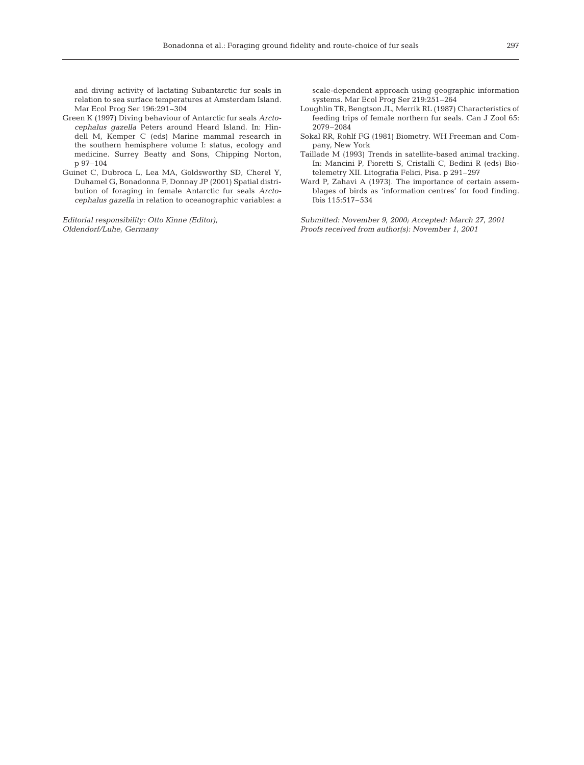and diving activity of lactating Subantarctic fur seals in relation to sea surface temperatures at Amsterdam Island. Mar Ecol Prog Ser 196:291–304

Green K (1997) Diving behaviour of Antarctic fur seals *Arctocephalus gazella* Peters around Heard Island. In: Hindell M, Kemper C (eds) Marine mammal research in the southern hemisphere volume I: status, ecology and medicine. Surrey Beatty and Sons, Chipping Norton, p 97–104

Guinet C, Dubroca L, Lea MA, Goldsworthy SD, Cherel Y, Duhamel G, Bonadonna F, Donnay JP (2001) Spatial distribution of foraging in female Antarctic fur seals *Arctocephalus gazella* in relation to oceanographic variables: a scale-dependent approach using geographic information systems. Mar Ecol Prog Ser 219:251–264

Loughlin TR, Bengtson JL, Merrik RL (1987) Characteristics of feeding trips of female northern fur seals. Can J Zool 65: 2079–2084

Sokal RR, Rohlf FG (1981) Biometry. WH Freeman and Company, New York

Taillade M (1993) Trends in satellite-based animal tracking. In: Mancini P, Fioretti S, Cristalli C, Bedini R (eds) Biotelemetry XII. Litografia Felici, Pisa. p 291–297

Ward P, Zahavi A (1973). The importance of certain assemblages of birds as 'information centres' for food finding. Ibis 115:517–534

*Editorial responsibility: Otto Kinne (Editor), Oldendorf/Luhe, Germany*

*Submitted: November 9, 2000; Accepted: March 27, 2001*
*Proofs received from author(s): November 1, 2001*